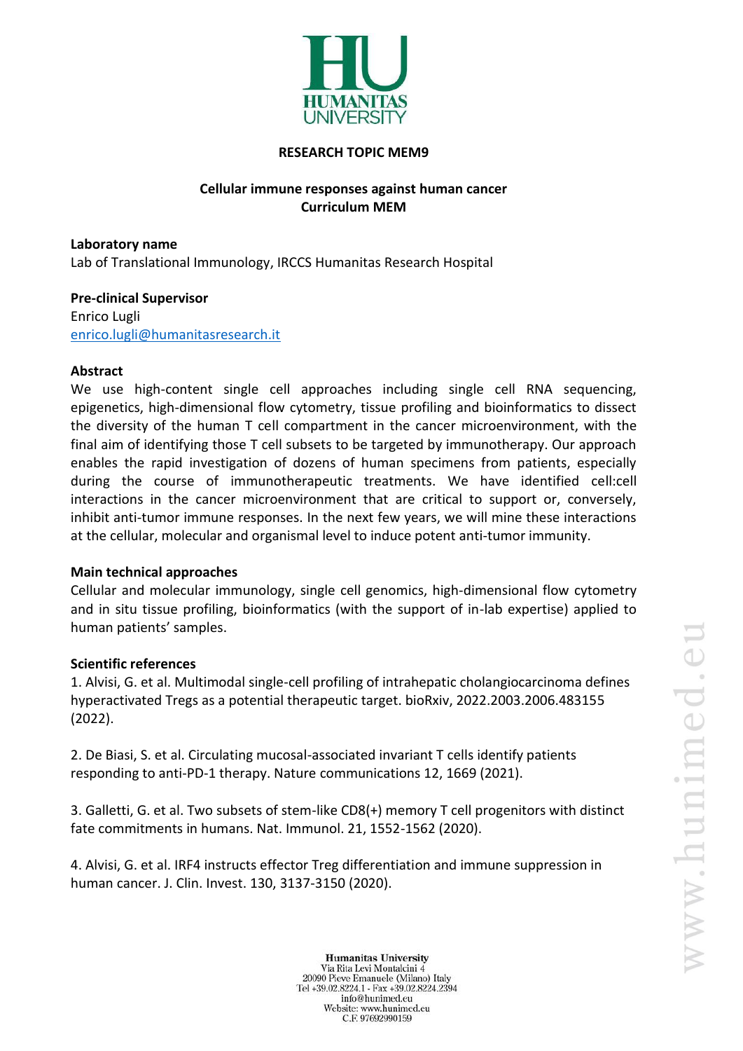**RESEARCH TOPIC MEM9**

**Cellular immune responses against human cancer**
**Curriculum MEM**

**Laboratory name**
Lab of Translational Immunology, IRCCS Humanitas Research Hospital

**Pre-clinical Supervisor**
Enrico Lugli
enrico.lugli@humanitasresearch.it

**Abstract**
We use high-content single cell approaches including single cell RNA sequencing, epigenetics, high-dimensional flow cytometry, tissue profiling and bioinformatics to dissect the diversity of the human T cell compartment in the cancer microenvironment, with the final aim of identifying those T cell subsets to be targeted by immunotherapy. Our approach enables the rapid investigation of dozens of human specimens from patients, especially during the course of immunotherapeutic treatments. We have identified cell:cell interactions in the cancer microenvironment that are critical to support or, conversely, inhibit anti-tumor immune responses. In the next few years, we will mine these interactions at the cellular, molecular and organismal level to induce potent anti-tumor immunity.

**Main technical approaches**
Cellular and molecular immunology, single cell genomics, high-dimensional flow cytometry and in situ tissue profiling, bioinformatics (with the support of in-lab expertise) applied to human patients' samples.

**Scientific references**

1. Alvisi, G. et al. Multimodal single-cell profiling of intrahepatic cholangiocarcinoma defines hyperactivated Tregs as a potential therapeutic target. bioRxiv, 2022.2003.2006.483155 (2022).

2. De Biasi, S. et al. Circulating mucosal-associated invariant T cells identify patients responding to anti-PD-1 therapy. Nature communications 12, 1669 (2021).

3. Galletti, G. et al. Two subsets of stem-like CD8(+) memory T cell progenitors with distinct fate commitments in humans. Nat. Immunol. 21, 1552-1562 (2020).

4. Alvisi, G. et al. IRF4 instructs effector Treg differentiation and immune suppression in human cancer. J. Clin. Invest. 130, 3137-3150 (2020).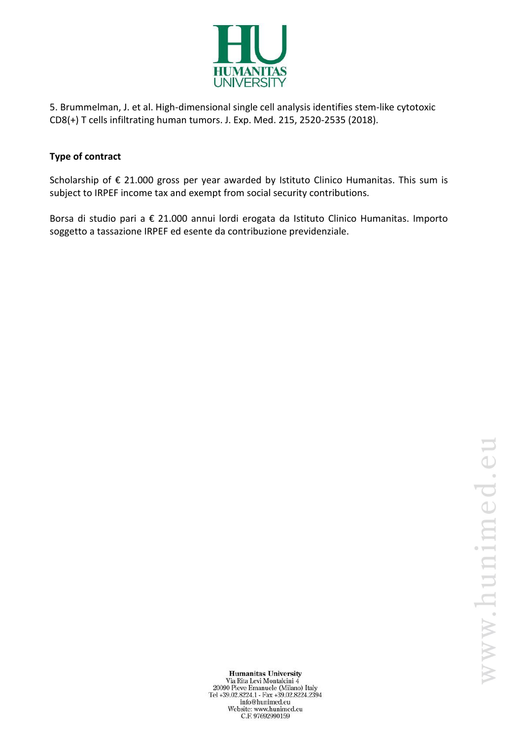5. Brummelman, J. et al. High-dimensional single cell analysis identifies stem-like cytotoxic CD8(+) T cells infiltrating human tumors. J. Exp. Med. 215, 2520-2535 (2018).

**Type of contract**

Scholarship of € 21.000 gross per year awarded by Istituto Clinico Humanitas. This sum is subject to IRPEF income tax and exempt from social security contributions.

Borsa di studio pari a € 21.000 annui lordi erogata da Istituto Clinico Humanitas. Importo soggetto a tassazione IRPEF ed esente da contribuzione previdenziale.